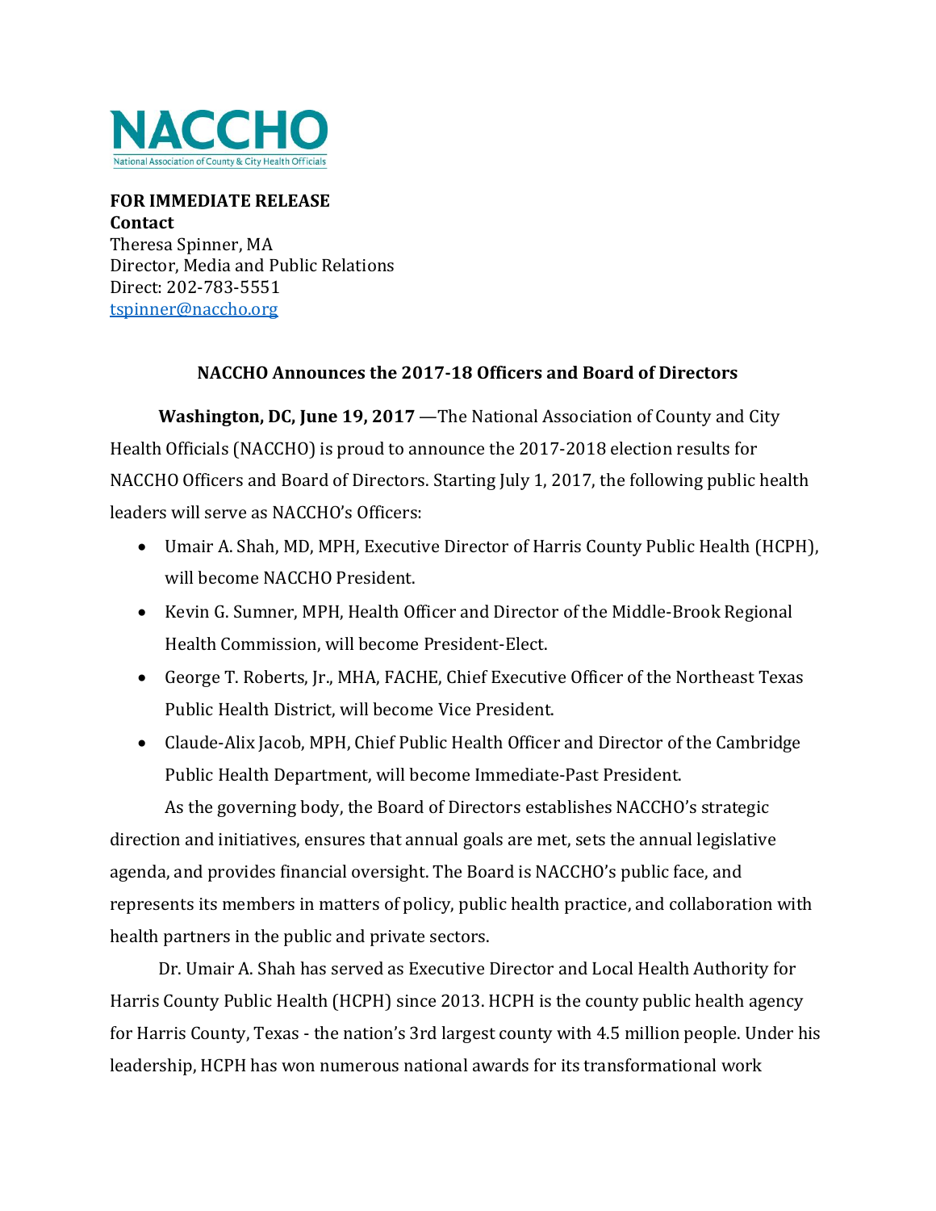**NACCHO**
National Association of County & City Health Officials

**FOR IMMEDIATE RELEASE**
**Contact**
Theresa Spinner, MA
Director, Media and Public Relations
Direct: 202-783-5551
tspinner@naccho.org

## NACCHO Announces the 2017-18 Officers and Board of Directors

**Washington, DC, June 19, 2017** —The National Association of County and City Health Officials (NACCHO) is proud to announce the 2017-2018 election results for NACCHO Officers and Board of Directors. Starting July 1, 2017, the following public health leaders will serve as NACCHO's Officers:

- Umair A. Shah, MD, MPH, Executive Director of Harris County Public Health (HCPH), will become NACCHO President.
- Kevin G. Sumner, MPH, Health Officer and Director of the Middle-Brook Regional Health Commission, will become President-Elect.
- George T. Roberts, Jr., MHA, FACHE, Chief Executive Officer of the Northeast Texas Public Health District, will become Vice President.
- Claude-Alix Jacob, MPH, Chief Public Health Officer and Director of the Cambridge Public Health Department, will become Immediate-Past President.

As the governing body, the Board of Directors establishes NACCHO's strategic direction and initiatives, ensures that annual goals are met, sets the annual legislative agenda, and provides financial oversight. The Board is NACCHO's public face, and represents its members in matters of policy, public health practice, and collaboration with health partners in the public and private sectors.

Dr. Umair A. Shah has served as Executive Director and Local Health Authority for Harris County Public Health (HCPH) since 2013. HCPH is the county public health agency for Harris County, Texas - the nation's 3rd largest county with 4.5 million people. Under his leadership, HCPH has won numerous national awards for its transformational work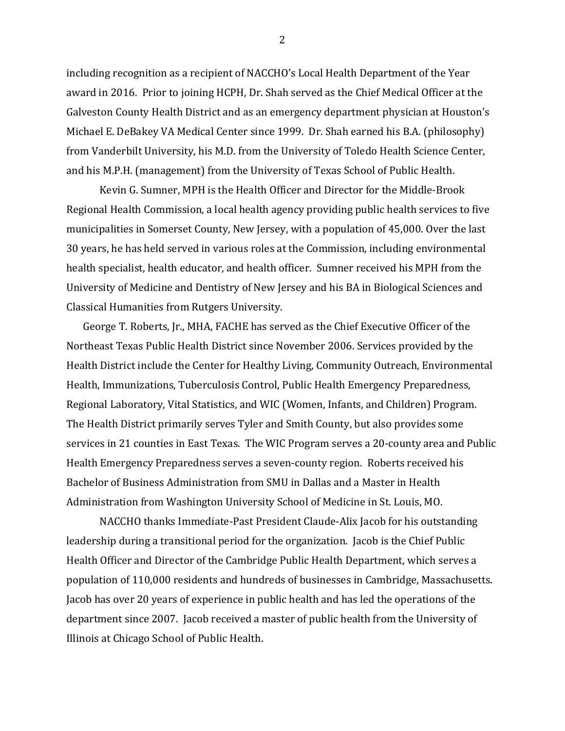including recognition as a recipient of NACCHO's Local Health Department of the Year award in 2016. Prior to joining HCPH, Dr. Shah served as the Chief Medical Officer at the Galveston County Health District and as an emergency department physician at Houston's Michael E. DeBakey VA Medical Center since 1999. Dr. Shah earned his B.A. (philosophy) from Vanderbilt University, his M.D. from the University of Toledo Health Science Center, and his M.P.H. (management) from the University of Texas School of Public Health.

Kevin G. Sumner, MPH is the Health Officer and Director for the Middle-Brook Regional Health Commission, a local health agency providing public health services to five municipalities in Somerset County, New Jersey, with a population of 45,000. Over the last 30 years, he has held served in various roles at the Commission, including environmental health specialist, health educator, and health officer. Sumner received his MPH from the University of Medicine and Dentistry of New Jersey and his BA in Biological Sciences and Classical Humanities from Rutgers University.

George T. Roberts, Jr., MHA, FACHE has served as the Chief Executive Officer of the Northeast Texas Public Health District since November 2006. Services provided by the Health District include the Center for Healthy Living, Community Outreach, Environmental Health, Immunizations, Tuberculosis Control, Public Health Emergency Preparedness, Regional Laboratory, Vital Statistics, and WIC (Women, Infants, and Children) Program. The Health District primarily serves Tyler and Smith County, but also provides some services in 21 counties in East Texas. The WIC Program serves a 20-county area and Public Health Emergency Preparedness serves a seven-county region. Roberts received his Bachelor of Business Administration from SMU in Dallas and a Master in Health Administration from Washington University School of Medicine in St. Louis, MO.

NACCHO thanks Immediate-Past President Claude-Alix Jacob for his outstanding leadership during a transitional period for the organization. Jacob is the Chief Public Health Officer and Director of the Cambridge Public Health Department, which serves a population of 110,000 residents and hundreds of businesses in Cambridge, Massachusetts. Jacob has over 20 years of experience in public health and has led the operations of the department since 2007. Jacob received a master of public health from the University of Illinois at Chicago School of Public Health.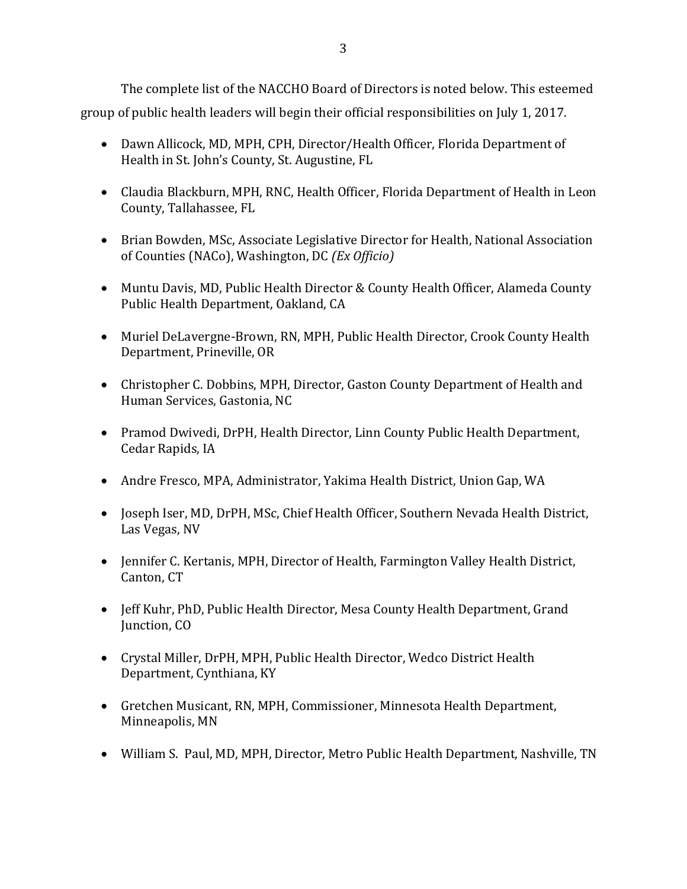The complete list of the NACCHO Board of Directors is noted below. This esteemed group of public health leaders will begin their official responsibilities on July 1, 2017.

- Dawn Allicock, MD, MPH, CPH, Director/Health Officer, Florida Department of Health in St. John's County, St. Augustine, FL
- Claudia Blackburn, MPH, RNC, Health Officer, Florida Department of Health in Leon County, Tallahassee, FL
- Brian Bowden, MSc, Associate Legislative Director for Health, National Association of Counties (NACo), Washington, DC *(Ex Officio)*
- Muntu Davis, MD, Public Health Director & County Health Officer, Alameda County Public Health Department, Oakland, CA
- Muriel DeLavergne-Brown, RN, MPH, Public Health Director, Crook County Health Department, Prineville, OR
- Christopher C. Dobbins, MPH, Director, Gaston County Department of Health and Human Services, Gastonia, NC
- Pramod Dwivedi, DrPH, Health Director, Linn County Public Health Department, Cedar Rapids, IA
- Andre Fresco, MPA, Administrator, Yakima Health District, Union Gap, WA
- Joseph Iser, MD, DrPH, MSc, Chief Health Officer, Southern Nevada Health District, Las Vegas, NV
- Jennifer C. Kertanis, MPH, Director of Health, Farmington Valley Health District, Canton, CT
- Jeff Kuhr, PhD, Public Health Director, Mesa County Health Department, Grand Junction, CO
- Crystal Miller, DrPH, MPH, Public Health Director, Wedco District Health Department, Cynthiana, KY
- Gretchen Musicant, RN, MPH, Commissioner, Minnesota Health Department, Minneapolis, MN
- William S. Paul, MD, MPH, Director, Metro Public Health Department, Nashville, TN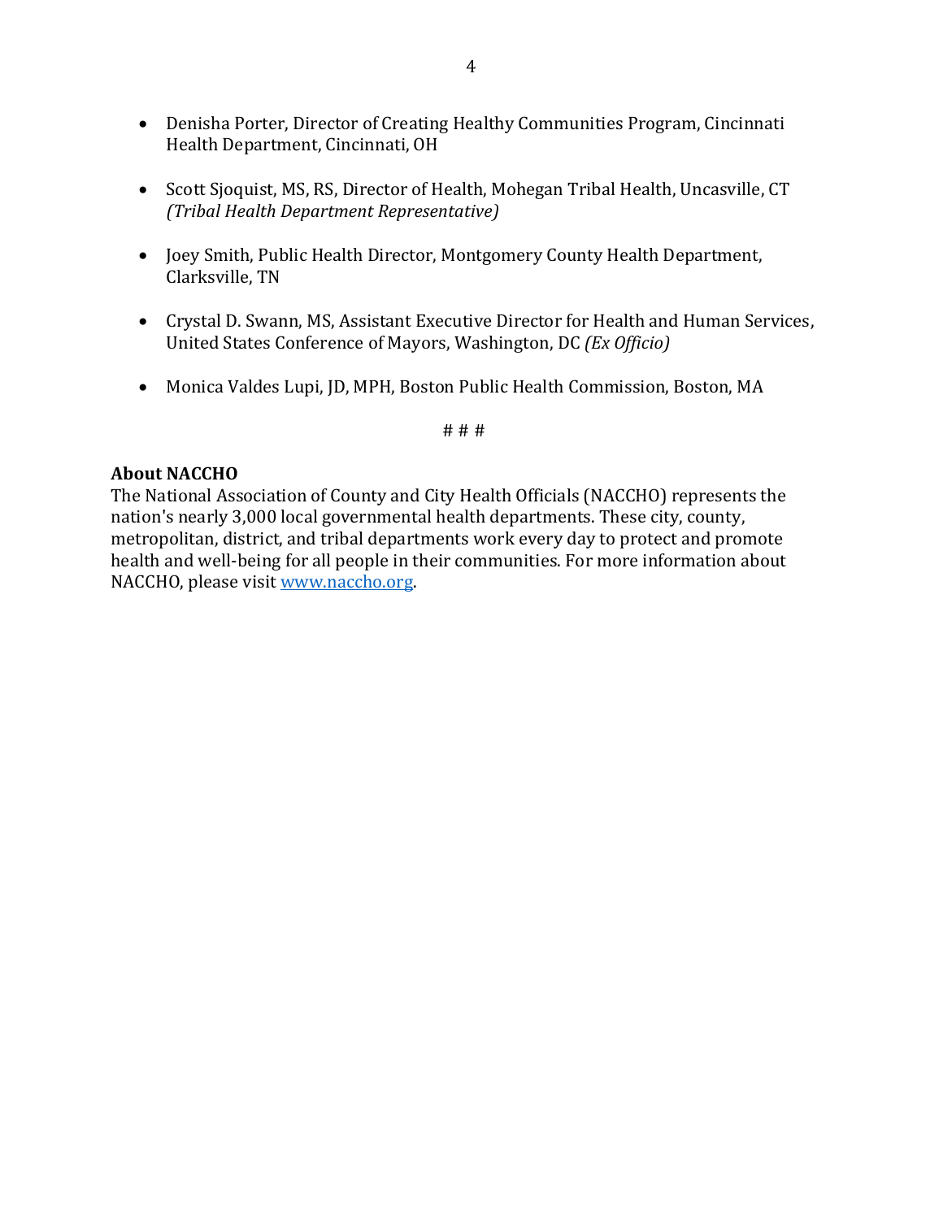- Denisha Porter, Director of Creating Healthy Communities Program, Cincinnati Health Department, Cincinnati, OH

- Scott Sjoquist, MS, RS, Director of Health, Mohegan Tribal Health, Uncasville, CT *(Tribal Health Department Representative)*

- Joey Smith, Public Health Director, Montgomery County Health Department, Clarksville, TN

- Crystal D. Swann, MS, Assistant Executive Director for Health and Human Services, United States Conference of Mayors, Washington, DC *(Ex Officio)*

- Monica Valdes Lupi, JD, MPH, Boston Public Health Commission, Boston, MA

# # #

**About NACCHO**

The National Association of County and City Health Officials (NACCHO) represents the nation's nearly 3,000 local governmental health departments. These city, county, metropolitan, district, and tribal departments work every day to protect and promote health and well-being for all people in their communities. For more information about NACCHO, please visit [www.naccho.org](http://www.naccho.org).